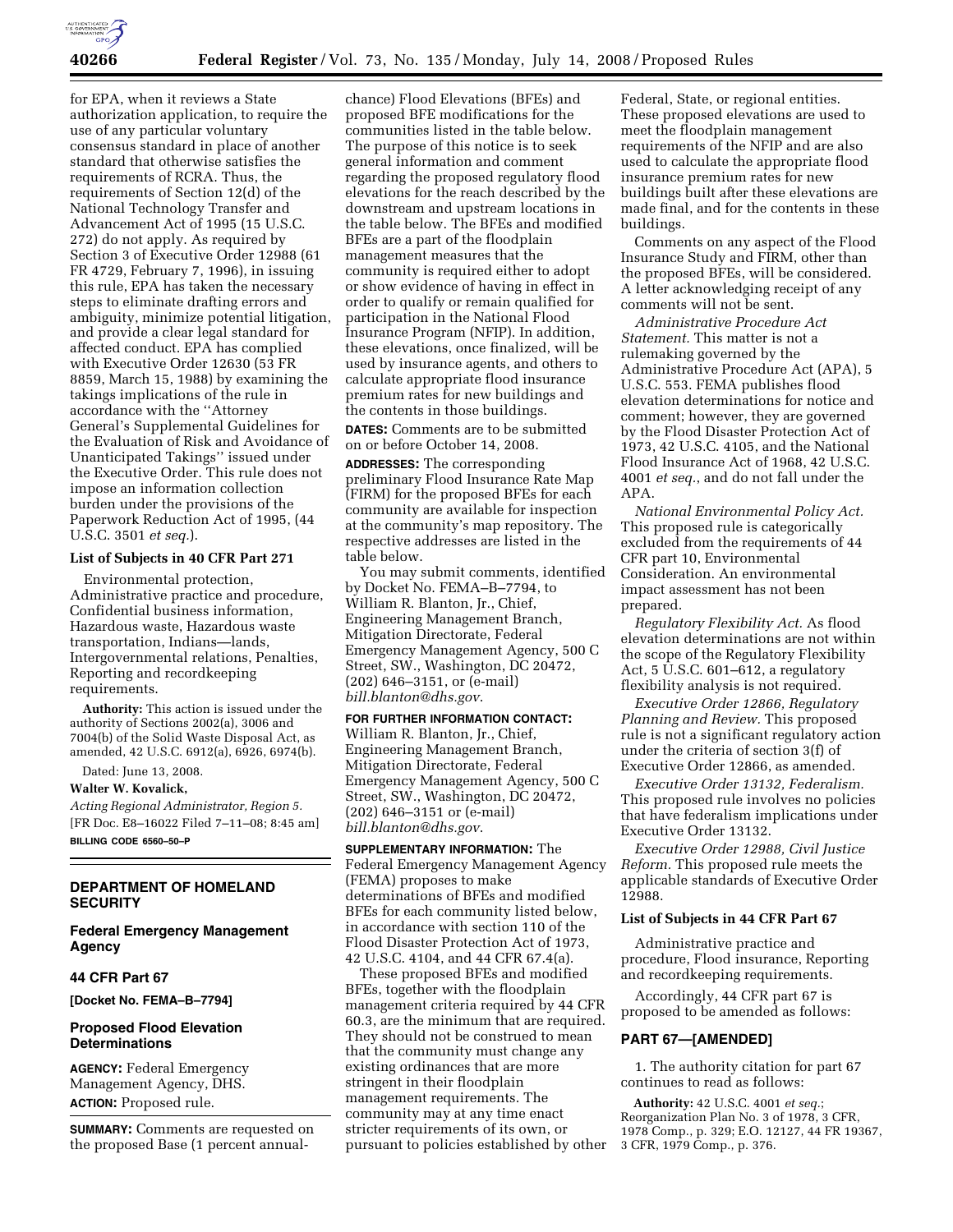for EPA, when it reviews a State authorization application, to require the use of any particular voluntary consensus standard in place of another standard that otherwise satisfies the requirements of RCRA. Thus, the requirements of Section 12(d) of the National Technology Transfer and Advancement Act of 1995 (15 U.S.C. 272) do not apply. As required by Section 3 of Executive Order 12988 (61 FR 4729, February 7, 1996), in issuing this rule, EPA has taken the necessary steps to eliminate drafting errors and ambiguity, minimize potential litigation, and provide a clear legal standard for affected conduct. EPA has complied with Executive Order 12630 (53 FR 8859, March 15, 1988) by examining the takings implications of the rule in accordance with the ''Attorney General's Supplemental Guidelines for the Evaluation of Risk and Avoidance of Unanticipated Takings'' issued under the Executive Order. This rule does not impose an information collection burden under the provisions of the Paperwork Reduction Act of 1995, (44 U.S.C. 3501 *et seq.*).

**List of Subjects in 40 CFR Part 271**

Environmental protection, Administrative practice and procedure, Confidential business information, Hazardous waste, Hazardous waste transportation, Indians—lands, Intergovernmental relations, Penalties, Reporting and recordkeeping requirements.

**Authority:** This action is issued under the authority of Sections 2002(a), 3006 and 7004(b) of the Solid Waste Disposal Act, as amended, 42 U.S.C. 6912(a), 6926, 6974(b).

Dated: June 13, 2008.

**Walter W. Kovalick,**

*Acting Regional Administrator, Region 5.*

[FR Doc. E8–16022 Filed 7–11–08; 8:45 am]

**BILLING CODE 6560–50–P**

---

## DEPARTMENT OF HOMELAND SECURITY

### Federal Emergency Management Agency

### 44 CFR Part 67

**[Docket No. FEMA–B–7794]**

### Proposed Flood Elevation Determinations

**AGENCY:** Federal Emergency Management Agency, DHS.

**ACTION:** Proposed rule.

**SUMMARY:** Comments are requested on the proposed Base (1 percent annual-chance) Flood Elevations (BFEs) and proposed BFE modifications for the communities listed in the table below. The purpose of this notice is to seek general information and comment regarding the proposed regulatory flood elevations for the reach described by the downstream and upstream locations in the table below. The BFEs and modified BFEs are a part of the floodplain management measures that the community is required either to adopt or show evidence of having in effect in order to qualify or remain qualified for participation in the National Flood Insurance Program (NFIP). In addition, these elevations, once finalized, will be used by insurance agents, and others to calculate appropriate flood insurance premium rates for new buildings and the contents in those buildings.

**DATES:** Comments are to be submitted on or before October 14, 2008.

**ADDRESSES:** The corresponding preliminary Flood Insurance Rate Map (FIRM) for the proposed BFEs for each community are available for inspection at the community's map repository. The respective addresses are listed in the table below.

You may submit comments, identified by Docket No. FEMA–B–7794, to William R. Blanton, Jr., Chief, Engineering Management Branch, Mitigation Directorate, Federal Emergency Management Agency, 500 C Street, SW., Washington, DC 20472, (202) 646–3151, or (e-mail) *bill.blanton@dhs.gov*.

**FOR FURTHER INFORMATION CONTACT:** William R. Blanton, Jr., Chief, Engineering Management Branch, Mitigation Directorate, Federal Emergency Management Agency, 500 C Street, SW., Washington, DC 20472, (202) 646–3151 or (e-mail) *bill.blanton@dhs.gov*.

**SUPPLEMENTARY INFORMATION:** The Federal Emergency Management Agency (FEMA) proposes to make determinations of BFEs and modified BFEs for each community listed below, in accordance with section 110 of the Flood Disaster Protection Act of 1973, 42 U.S.C. 4104, and 44 CFR 67.4(a).

These proposed BFEs and modified BFEs, together with the floodplain management criteria required by 44 CFR 60.3, are the minimum that are required. They should not be construed to mean that the community must change any existing ordinances that are more stringent in their floodplain management requirements. The community may at any time enact stricter requirements of its own, or pursuant to policies established by other Federal, State, or regional entities. These proposed elevations are used to meet the floodplain management requirements of the NFIP and are also used to calculate the appropriate flood insurance premium rates for new buildings built after these elevations are made final, and for the contents in these buildings.

Comments on any aspect of the Flood Insurance Study and FIRM, other than the proposed BFEs, will be considered. A letter acknowledging receipt of any comments will not be sent.

*Administrative Procedure Act Statement.* This matter is not a rulemaking governed by the Administrative Procedure Act (APA), 5 U.S.C. 553. FEMA publishes flood elevation determinations for notice and comment; however, they are governed by the Flood Disaster Protection Act of 1973, 42 U.S.C. 4105, and the National Flood Insurance Act of 1968, 42 U.S.C. 4001 *et seq.*, and do not fall under the APA.

*National Environmental Policy Act.* This proposed rule is categorically excluded from the requirements of 44 CFR part 10, Environmental Consideration. An environmental impact assessment has not been prepared.

*Regulatory Flexibility Act.* As flood elevation determinations are not within the scope of the Regulatory Flexibility Act, 5 U.S.C. 601–612, a regulatory flexibility analysis is not required.

*Executive Order 12866, Regulatory Planning and Review.* This proposed rule is not a significant regulatory action under the criteria of section 3(f) of Executive Order 12866, as amended.

*Executive Order 13132, Federalism.* This proposed rule involves no policies that have federalism implications under Executive Order 13132.

*Executive Order 12988, Civil Justice Reform.* This proposed rule meets the applicable standards of Executive Order 12988.

**List of Subjects in 44 CFR Part 67**

Administrative practice and procedure, Flood insurance, Reporting and recordkeeping requirements.

Accordingly, 44 CFR part 67 is proposed to be amended as follows:

**PART 67—[AMENDED]**

1. The authority citation for part 67 continues to read as follows:

**Authority:** 42 U.S.C. 4001 *et seq.*; Reorganization Plan No. 3 of 1978, 3 CFR, 1978 Comp., p. 329; E.O. 12127, 44 FR 19367, 3 CFR, 1979 Comp., p. 376.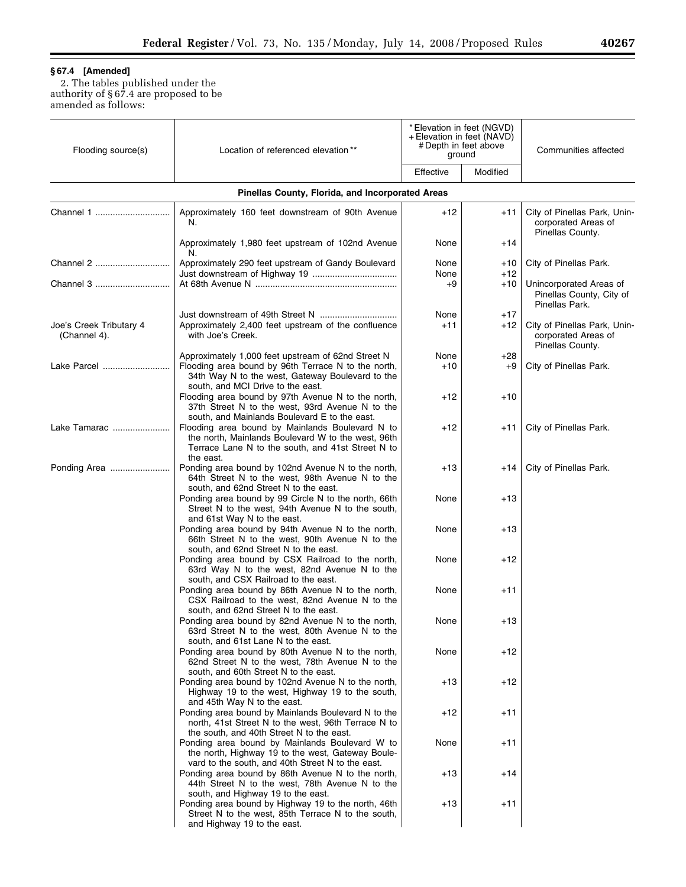### § 67.4 [Amended]

2. The tables published under the authority of § 67.4 are proposed to be amended as follows:

| Flooding source(s) | Location of referenced elevation ** | * Elevation in feet (NGVD) + Elevation in feet (NAVD) # Depth in feet above ground | | Communities affected |
|---|---|---|---|---|
| | | Effective | Modified | |
| **Pinellas County, Florida, and Incorporated Areas** | | | | |
| Channel 1 | Approximately 160 feet downstream of 90th Avenue N. | +12 | +11 | City of Pinellas Park, Unincorporated Areas of Pinellas County. |
| | Approximately 1,980 feet upstream of 102nd Avenue N. | None | +14 | |
| Channel 2 | Approximately 290 feet upstream of Gandy Boulevard | None | +10 | City of Pinellas Park. |
| | Just downstream of Highway 19 | None | +12 | |
| Channel 3 | At 68th Avenue N | +9 | +10 | Unincorporated Areas of Pinellas County, City of Pinellas Park. |
| | Just downstream of 49th Street N | None | +17 | |
| Joe's Creek Tributary 4 (Channel 4). | Approximately 2,400 feet upstream of the confluence with Joe's Creek. | +11 | +12 | City of Pinellas Park, Unincorporated Areas of Pinellas County. |
| | Approximately 1,000 feet upstream of 62nd Street N | None | +28 | |
| Lake Parcel | Flooding area bound by 96th Terrace N to the north, 34th Way N to the west, Gateway Boulevard to the south, and MCI Drive to the east. | +10 | +9 | City of Pinellas Park. |
| | Flooding area bound by 97th Avenue N to the north, 37th Street N to the west, 93rd Avenue N to the south, and Mainlands Boulevard E to the east. | +12 | +10 | |
| Lake Tamarac | Flooding area bound by Mainlands Boulevard N to the north, Mainlands Boulevard W to the west, 96th Terrace Lane N to the south, and 41st Street N to the east. | +12 | +11 | City of Pinellas Park. |
| Ponding Area | Ponding area bound by 102nd Avenue N to the north, 64th Street N to the west, 98th Avenue N to the south, and 62nd Street N to the east. | +13 | +14 | City of Pinellas Park. |
| | Ponding area bound by 99 Circle N to the north, 66th Street N to the west, 94th Avenue N to the south, and 61st Way N to the east. | None | +13 | |
| | Ponding area bound by 94th Avenue N to the north, 66th Street N to the west, 90th Avenue N to the south, and 62nd Street N to the east. | None | +13 | |
| | Ponding area bound by CSX Railroad to the north, 63rd Way N to the west, 82nd Avenue N to the south, and CSX Railroad to the east. | None | +12 | |
| | Ponding area bound by 86th Avenue N to the north, CSX Railroad to the west, 82nd Avenue N to the south, and 62nd Street N to the east. | None | +11 | |
| | Ponding area bound by 82nd Avenue N to the north, 63rd Street N to the west, 80th Avenue N to the south, and 61st Lane N to the east. | None | +13 | |
| | Ponding area bound by 80th Avenue N to the north, 62nd Street N to the west, 78th Avenue N to the south, and 60th Street N to the east. | None | +12 | |
| | Ponding area bound by 102nd Avenue N to the north, Highway 19 to the west, Highway 19 to the south, and 45th Way N to the east. | +13 | +12 | |
| | Ponding area bound by Mainlands Boulevard N to the north, 41st Street N to the west, 96th Terrace N to the south, and 40th Street N to the east. | +12 | +11 | |
| | Ponding area bound by Mainlands Boulevard W to the north, Highway 19 to the west, Gateway Boulevard to the south, and 40th Street N to the east. | None | +11 | |
| | Ponding area bound by 86th Avenue N to the north, 44th Street N to the west, 78th Avenue N to the south, and Highway 19 to the east. | +13 | +14 | |
| | Ponding area bound by Highway 19 to the north, 46th Street N to the west, 85th Terrace N to the south, and Highway 19 to the east. | +13 | +11 | |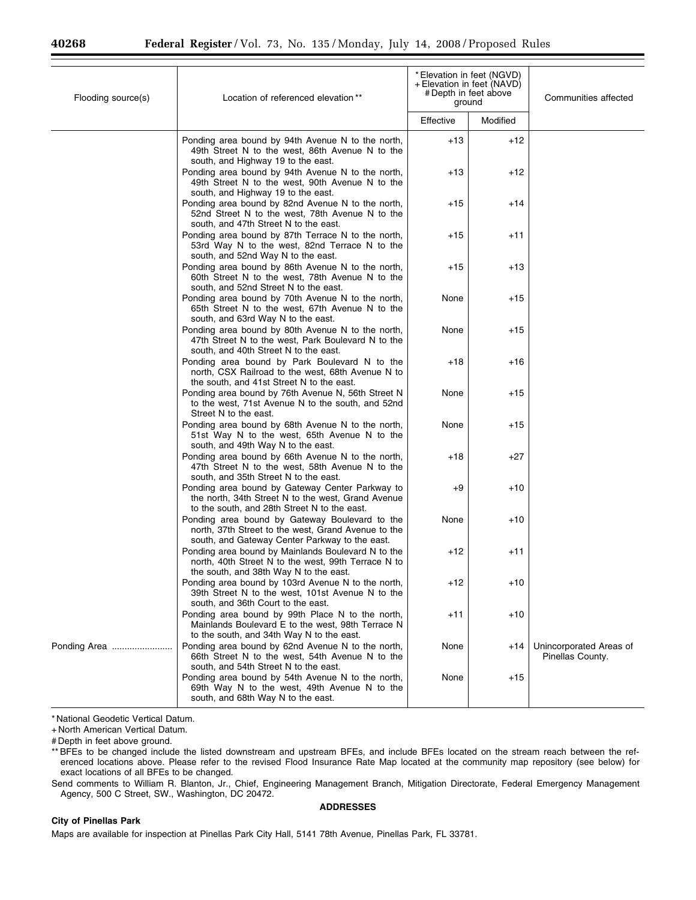| Flooding source(s) | Location of referenced elevation ** | * Elevation in feet (NGVD) + Elevation in feet (NAVD) # Depth in feet above ground | | Communities affected |
|---|---|---|---|---|
| | | Effective | Modified | |
| | Ponding area bound by 94th Avenue N to the north, 49th Street N to the west, 86th Avenue N to the south, and Highway 19 to the east. | +13 | +12 | |
| | Ponding area bound by 94th Avenue N to the north, 49th Street N to the west, 90th Avenue N to the south, and Highway 19 to the east. | +13 | +12 | |
| | Ponding area bound by 82nd Avenue N to the north, 52nd Street N to the west, 78th Avenue N to the south, and 47th Street N to the east. | +15 | +14 | |
| | Ponding area bound by 87th Terrace N to the north, 53rd Way N to the west, 82nd Terrace N to the south, and 52nd Way N to the east. | +15 | +11 | |
| | Ponding area bound by 86th Avenue N to the north, 60th Street N to the west, 78th Avenue N to the south, and 52nd Street N to the east. | +15 | +13 | |
| | Ponding area bound by 70th Avenue N to the north, 65th Street N to the west, 67th Avenue N to the south, and 63rd Way N to the east. | None | +15 | |
| | Ponding area bound by 80th Avenue N to the north, 47th Street N to the west, Park Boulevard N to the south, and 40th Street N to the east. | None | +15 | |
| | Ponding area bound by Park Boulevard N to the north, CSX Railroad to the west, 68th Avenue N to the south, and 41st Street N to the east. | +18 | +16 | |
| | Ponding area bound by 76th Avenue N, 56th Street N to the west, 71st Avenue N to the south, and 52nd Street N to the east. | None | +15 | |
| | Ponding area bound by 68th Avenue N to the north, 51st Way N to the west, 65th Avenue N to the south, and 49th Way N to the east. | None | +15 | |
| | Ponding area bound by 66th Avenue N to the north, 47th Street N to the west, 58th Avenue N to the south, and 35th Street N to the east. | +18 | +27 | |
| | Ponding area bound by Gateway Center Parkway to the north, 34th Street N to the west, Grand Avenue to the south, and 28th Street N to the east. | +9 | +10 | |
| | Ponding area bound by Gateway Boulevard to the north, 37th Street to the west, Grand Avenue to the south, and Gateway Center Parkway to the east. | None | +10 | |
| | Ponding area bound by Mainlands Boulevard N to the north, 40th Street N to the west, 99th Terrace N to the south, and 38th Way N to the east. | +12 | +11 | |
| | Ponding area bound by 103rd Avenue N to the north, 39th Street N to the west, 101st Avenue N to the south, and 36th Court to the east. | +12 | +10 | |
| | Ponding area bound by 99th Place N to the north, Mainlands Boulevard E to the west, 98th Terrace N to the south, and 34th Way N to the east. | +11 | +10 | |
| Ponding Area | Ponding area bound by 62nd Avenue N to the north, 66th Street N to the west, 54th Avenue N to the south, and 54th Street N to the east. | None | +14 | Unincorporated Areas of Pinellas County. |
| | Ponding area bound by 54th Avenue N to the north, 69th Way N to the west, 49th Avenue N to the south, and 68th Way N to the east. | None | +15 | |

* National Geodetic Vertical Datum.

+ North American Vertical Datum.

# Depth in feet above ground.

** BFEs to be changed include the listed downstream and upstream BFEs, and include BFEs located on the stream reach between the referenced locations above. Please refer to the revised Flood Insurance Rate Map located at the community map repository (see below) for exact locations of all BFEs to be changed.

Send comments to William R. Blanton, Jr., Chief, Engineering Management Branch, Mitigation Directorate, Federal Emergency Management Agency, 500 C Street, SW., Washington, DC 20472.

**ADDRESSES**

**City of Pinellas Park**

Maps are available for inspection at Pinellas Park City Hall, 5141 78th Avenue, Pinellas Park, FL 33781.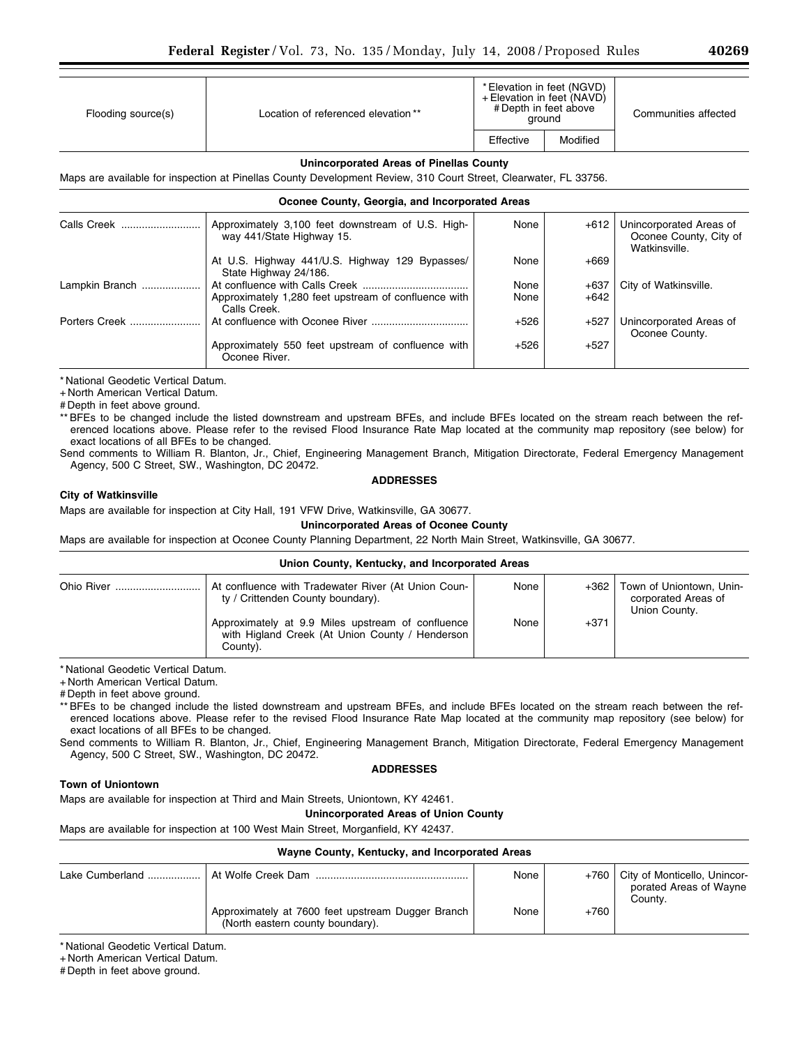| Flooding source(s) | Location of referenced elevation ** | * Elevation in feet (NGVD) + Elevation in feet (NAVD) # Depth in feet above ground | | Communities affected |
|---|---|---|---|---|
| | | Effective | Modified | |
| **Unincorporated Areas of Pinellas County** | | | | |
| Maps are available for inspection at Pinellas County Development Review, 310 Court Street, Clearwater, FL 33756. | | | | |

| Flooding source(s) | Location of referenced elevation ** | Effective | Modified | Communities affected |
|---|---|---|---|---|
| **Oconee County, Georgia, and Incorporated Areas** | | | | |
| Calls Creek | Approximately 3,100 feet downstream of U.S. Highway 441/State Highway 15. | None | +612 | Unincorporated Areas of Oconee County, City of Watkinsville. |
| | At U.S. Highway 441/U.S. Highway 129 Bypasses/State Highway 24/186. | None | +669 | |
| Lampkin Branch | At confluence with Calls Creek | None | +637 | City of Watkinsville. |
| | Approximately 1,280 feet upstream of confluence with Calls Creek. | None | +642 | |
| Porters Creek | At confluence with Oconee River | +526 | +527 | Unincorporated Areas of Oconee County. |
| | Approximately 550 feet upstream of confluence with Oconee River. | +526 | +527 | |

* National Geodetic Vertical Datum.
+ North American Vertical Datum.
# Depth in feet above ground.
** BFEs to be changed include the listed downstream and upstream BFEs, and include BFEs located on the stream reach between the referenced locations above. Please refer to the revised Flood Insurance Rate Map located at the community map repository (see below) for exact locations of all BFEs to be changed.

Send comments to William R. Blanton, Jr., Chief, Engineering Management Branch, Mitigation Directorate, Federal Emergency Management Agency, 500 C Street, SW., Washington, DC 20472.

**ADDRESSES**

**City of Watkinsville**

Maps are available for inspection at City Hall, 191 VFW Drive, Watkinsville, GA 30677.

**Unincorporated Areas of Oconee County**

Maps are available for inspection at Oconee County Planning Department, 22 North Main Street, Watkinsville, GA 30677.

| Flooding source(s) | Location of referenced elevation ** | Effective | Modified | Communities affected |
|---|---|---|---|---|
| **Union County, Kentucky, and Incorporated Areas** | | | | |
| Ohio River | At confluence with Tradewater River (At Union County / Crittenden County boundary). | None | +362 | Town of Uniontown, Unincorporated Areas of Union County. |
| | Approximately at 9.9 Miles upstream of confluence with Higland Creek (At Union County / Henderson County). | None | +371 | |

* National Geodetic Vertical Datum.
+ North American Vertical Datum.
# Depth in feet above ground.
** BFEs to be changed include the listed downstream and upstream BFEs, and include BFEs located on the stream reach between the referenced locations above. Please refer to the revised Flood Insurance Rate Map located at the community map repository (see below) for exact locations of all BFEs to be changed.

Send comments to William R. Blanton, Jr., Chief, Engineering Management Branch, Mitigation Directorate, Federal Emergency Management Agency, 500 C Street, SW., Washington, DC 20472.

**ADDRESSES**

**Town of Uniontown**

Maps are available for inspection at Third and Main Streets, Uniontown, KY 42461.

**Unincorporated Areas of Union County**

Maps are available for inspection at 100 West Main Street, Morganfield, KY 42437.

| Flooding source(s) | Location of referenced elevation ** | Effective | Modified | Communities affected |
|---|---|---|---|---|
| **Wayne County, Kentucky, and Incorporated Areas** | | | | |
| Lake Cumberland | At Wolfe Creek Dam | None | +760 | City of Monticello, Unincorporated Areas of Wayne County. |
| | Approximately at 7600 feet upstream Dugger Branch (North eastern county boundary). | None | +760 | |

* National Geodetic Vertical Datum.
+ North American Vertical Datum.
# Depth in feet above ground.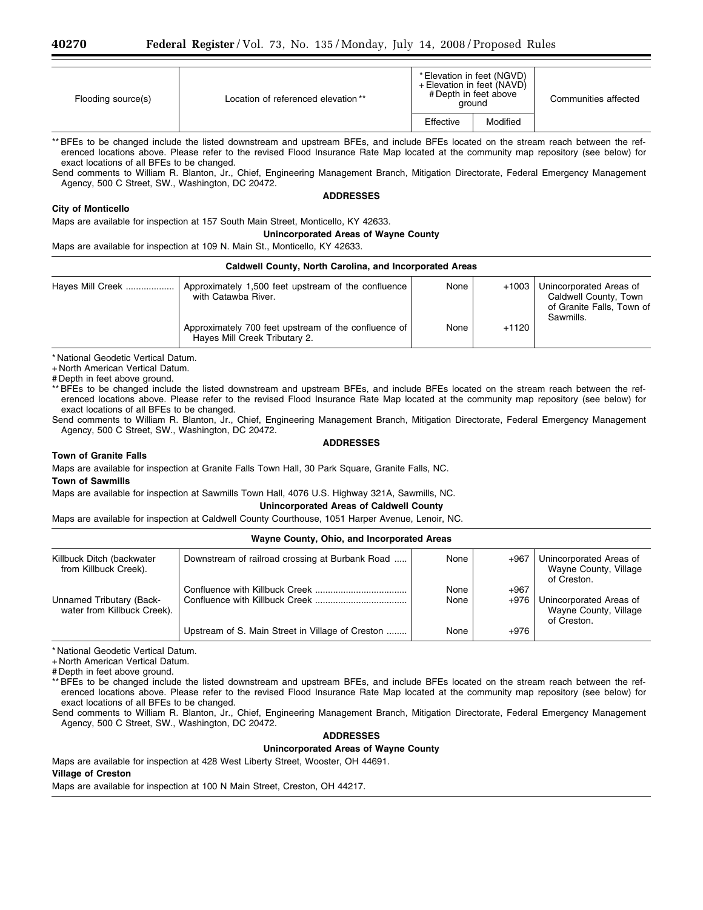| Flooding source(s) | Location of referenced elevation ** | * Elevation in feet (NGVD) + Elevation in feet (NAVD) # Depth in feet above ground | | Communities affected |
|---|---|---|---|---|
| | | Effective | Modified | |

** BFEs to be changed include the listed downstream and upstream BFEs, and include BFEs located on the stream reach between the referenced locations above. Please refer to the revised Flood Insurance Rate Map located at the community map repository (see below) for exact locations of all BFEs to be changed.

Send comments to William R. Blanton, Jr., Chief, Engineering Management Branch, Mitigation Directorate, Federal Emergency Management Agency, 500 C Street, SW., Washington, DC 20472.

**ADDRESSES**

**City of Monticello**

Maps are available for inspection at 157 South Main Street, Monticello, KY 42633.

**Unincorporated Areas of Wayne County**

Maps are available for inspection at 109 N. Main St., Monticello, KY 42633.

**Caldwell County, North Carolina, and Incorporated Areas**

| Flooding source(s) | Location of referenced elevation ** | Effective | Modified | Communities affected |
|---|---|---|---|---|
| Hayes Mill Creek | Approximately 1,500 feet upstream of the confluence with Catawba River. | None | +1003 | Unincorporated Areas of Caldwell County, Town of Granite Falls, Town of Sawmills. |
| | Approximately 700 feet upstream of the confluence of Hayes Mill Creek Tributary 2. | None | +1120 | |

* National Geodetic Vertical Datum.
+ North American Vertical Datum.
# Depth in feet above ground.
** BFEs to be changed include the listed downstream and upstream BFEs, and include BFEs located on the stream reach between the referenced locations above. Please refer to the revised Flood Insurance Rate Map located at the community map repository (see below) for exact locations of all BFEs to be changed.

Send comments to William R. Blanton, Jr., Chief, Engineering Management Branch, Mitigation Directorate, Federal Emergency Management Agency, 500 C Street, SW., Washington, DC 20472.

**ADDRESSES**

**Town of Granite Falls**

Maps are available for inspection at Granite Falls Town Hall, 30 Park Square, Granite Falls, NC.

**Town of Sawmills**

Maps are available for inspection at Sawmills Town Hall, 4076 U.S. Highway 321A, Sawmills, NC.

**Unincorporated Areas of Caldwell County**

Maps are available for inspection at Caldwell County Courthouse, 1051 Harper Avenue, Lenoir, NC.

**Wayne County, Ohio, and Incorporated Areas**

| Flooding source(s) | Location of referenced elevation ** | Effective | Modified | Communities affected |
|---|---|---|---|---|
| Killbuck Ditch (backwater from Killbuck Creek). | Downstream of railroad crossing at Burbank Road | None | +967 | Unincorporated Areas of Wayne County, Village of Creston. |
| | Confluence with Killbuck Creek | None | +967 | |
| Unnamed Tributary (Backwater from Killbuck Creek). | Confluence with Killbuck Creek | None | +976 | Unincorporated Areas of Wayne County, Village of Creston. |
| | Upstream of S. Main Street in Village of Creston | None | +976 | |

* National Geodetic Vertical Datum.
+ North American Vertical Datum.
# Depth in feet above ground.
** BFEs to be changed include the listed downstream and upstream BFEs, and include BFEs located on the stream reach between the referenced locations above. Please refer to the revised Flood Insurance Rate Map located at the community map repository (see below) for exact locations of all BFEs to be changed.

Send comments to William R. Blanton, Jr., Chief, Engineering Management Branch, Mitigation Directorate, Federal Emergency Management Agency, 500 C Street, SW., Washington, DC 20472.

**ADDRESSES**

**Unincorporated Areas of Wayne County**

Maps are available for inspection at 428 West Liberty Street, Wooster, OH 44691.

**Village of Creston**

Maps are available for inspection at 100 N Main Street, Creston, OH 44217.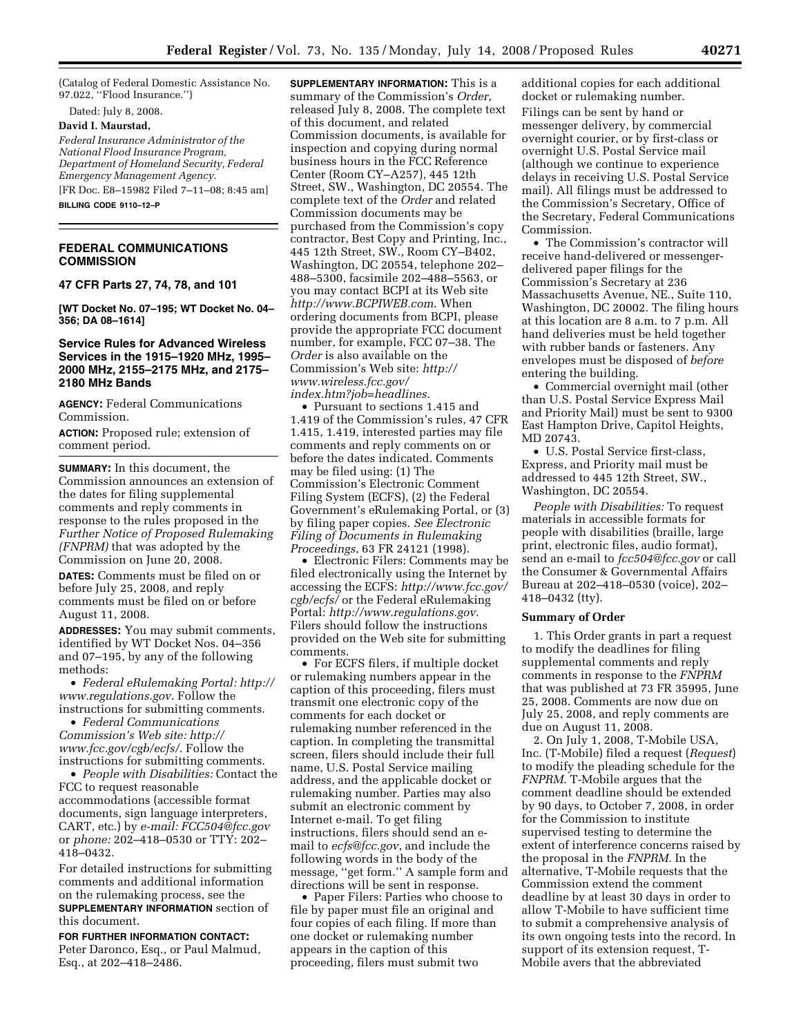(Catalog of Federal Domestic Assistance No. 97.022, ''Flood Insurance.'')

Dated: July 8, 2008.

**David I. Maurstad,**

*Federal Insurance Administrator of the National Flood Insurance Program, Department of Homeland Security, Federal Emergency Management Agency.*

[FR Doc. E8–15982 Filed 7–11–08; 8:45 am]

**BILLING CODE 9110–12–P**

## FEDERAL COMMUNICATIONS COMMISSION

### 47 CFR Parts 27, 74, 78, and 101

**[WT Docket No. 07–195; WT Docket No. 04–356; DA 08–1614]**

### Service Rules for Advanced Wireless Services in the 1915–1920 MHz, 1995–2000 MHz, 2155–2175 MHz, and 2175–2180 MHz Bands

**AGENCY:** Federal Communications Commission.

**ACTION:** Proposed rule; extension of comment period.

**SUMMARY:** In this document, the Commission announces an extension of the dates for filing supplemental comments and reply comments in response to the rules proposed in the *Further Notice of Proposed Rulemaking (FNPRM)* that was adopted by the Commission on June 20, 2008.

**DATES:** Comments must be filed on or before July 25, 2008, and reply comments must be filed on or before August 11, 2008.

**ADDRESSES:** You may submit comments, identified by WT Docket Nos. 04–356 and 07–195, by any of the following methods:

- *Federal eRulemaking Portal: http://www.regulations.gov*. Follow the instructions for submitting comments.
- *Federal Communications Commission's Web site: http://www.fcc.gov/cgb/ecfs/*. Follow the instructions for submitting comments.
- *People with Disabilities:* Contact the FCC to request reasonable accommodations (accessible format documents, sign language interpreters, CART, etc.) by *e-mail: FCC504@fcc.gov* or *phone:* 202–418–0530 or TTY: 202–418–0432.

For detailed instructions for submitting comments and additional information on the rulemaking process, see the **SUPPLEMENTARY INFORMATION** section of this document.

**FOR FURTHER INFORMATION CONTACT:** Peter Daronco, Esq., or Paul Malmud, Esq., at 202–418–2486.

**SUPPLEMENTARY INFORMATION:** This is a summary of the Commission's *Order*, released July 8, 2008. The complete text of this document, and related Commission documents, is available for inspection and copying during normal business hours in the FCC Reference Center (Room CY–A257), 445 12th Street, SW., Washington, DC 20554. The complete text of the *Order* and related Commission documents may be purchased from the Commission's copy contractor, Best Copy and Printing, Inc., 445 12th Street, SW., Room CY–B402, Washington, DC 20554, telephone 202–488–5300, facsimile 202–488–5563, or you may contact BCPI at its Web site *http://www.BCPIWEB.com*. When ordering documents from BCPI, please provide the appropriate FCC document number, for example, FCC 07–38. The *Order* is also available on the Commission's Web site: *http://www.wireless.fcc.gov/index.htm?job=headlines*.

- Pursuant to sections 1.415 and 1.419 of the Commission's rules, 47 CFR 1.415, 1.419, interested parties may file comments and reply comments on or before the dates indicated. Comments may be filed using: (1) The Commission's Electronic Comment Filing System (ECFS), (2) the Federal Government's eRulemaking Portal, or (3) by filing paper copies. *See Electronic Filing of Documents in Rulemaking Proceedings*, 63 FR 24121 (1998).
- Electronic Filers: Comments may be filed electronically using the Internet by accessing the ECFS: *http://www.fcc.gov/cgb/ecfs/* or the Federal eRulemaking Portal: *http://www.regulations.gov*. Filers should follow the instructions provided on the Web site for submitting comments.
- For ECFS filers, if multiple docket or rulemaking numbers appear in the caption of this proceeding, filers must transmit one electronic copy of the comments for each docket or rulemaking number referenced in the caption. In completing the transmittal screen, filers should include their full name, U.S. Postal Service mailing address, and the applicable docket or rulemaking number. Parties may also submit an electronic comment by Internet e-mail. To get filing instructions, filers should send an e-mail to *ecfs@fcc.gov*, and include the following words in the body of the message, ''get form.'' A sample form and directions will be sent in response.
- Paper Filers: Parties who choose to file by paper must file an original and four copies of each filing. If more than one docket or rulemaking number appears in the caption of this proceeding, filers must submit two additional copies for each additional docket or rulemaking number.

Filings can be sent by hand or messenger delivery, by commercial overnight courier, or by first-class or overnight U.S. Postal Service mail (although we continue to experience delays in receiving U.S. Postal Service mail). All filings must be addressed to the Commission's Secretary, Office of the Secretary, Federal Communications Commission.

- The Commission's contractor will receive hand-delivered or messenger-delivered paper filings for the Commission's Secretary at 236 Massachusetts Avenue, NE., Suite 110, Washington, DC 20002. The filing hours at this location are 8 a.m. to 7 p.m. All hand deliveries must be held together with rubber bands or fasteners. Any envelopes must be disposed of *before* entering the building.
- Commercial overnight mail (other than U.S. Postal Service Express Mail and Priority Mail) must be sent to 9300 East Hampton Drive, Capitol Heights, MD 20743.
- U.S. Postal Service first-class, Express, and Priority mail must be addressed to 445 12th Street, SW., Washington, DC 20554.

*People with Disabilities:* To request materials in accessible formats for people with disabilities (braille, large print, electronic files, audio format), send an e-mail to *fcc504@fcc.gov* or call the Consumer & Governmental Affairs Bureau at 202–418–0530 (voice), 202–418–0432 (tty).

#### Summary of Order

1. This Order grants in part a request to modify the deadlines for filing supplemental comments and reply comments in response to the *FNPRM* that was published at 73 FR 35995, June 25, 2008. Comments are now due on July 25, 2008, and reply comments are due on August 11, 2008.

2. On July 1, 2008, T-Mobile USA, Inc. (T-Mobile) filed a request (*Request*) to modify the pleading schedule for the *FNPRM.* T-Mobile argues that the comment deadline should be extended by 90 days, to October 7, 2008, in order for the Commission to institute supervised testing to determine the extent of interference concerns raised by the proposal in the *FNPRM.* In the alternative, T-Mobile requests that the Commission extend the comment deadline by at least 30 days in order to allow T-Mobile to have sufficient time to submit a comprehensive analysis of its own ongoing tests into the record. In support of its extension request, T-Mobile avers that the abbreviated